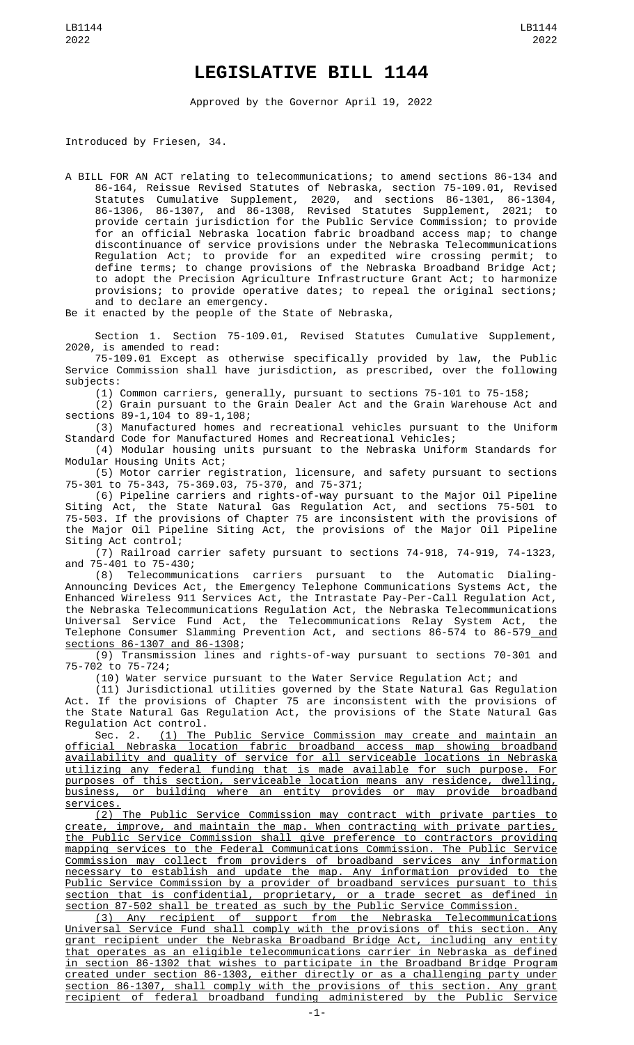# LEGISLATIVE BILL 1144

Approved by the Governor April 19, 2022

Introduced by Friesen, 34.

A BILL FOR AN ACT relating to telecommunications; to amend sections 86-134 and 86-164, Reissue Revised Statutes of Nebraska, section 75-109.01, Revised Statutes Cumulative Supplement, 2020, and sections 86-1301, 86-1304, 86-1306, 86-1307, and 86-1308, Revised Statutes Supplement, 2021; to provide certain jurisdiction for the Public Service Commission; to provide for an official Nebraska location fabric broadband access map; to change discontinuance of service provisions under the Nebraska Telecommunications Regulation Act; to provide for an expedited wire crossing permit; to define terms; to change provisions of the Nebraska Broadband Bridge Act; to adopt the Precision Agriculture Infrastructure Grant Act; to harmonize provisions; to provide operative dates; to repeal the original sections; and to declare an emergency.

Be it enacted by the people of the State of Nebraska,

Section 1. Section 75-109.01, Revised Statutes Cumulative Supplement, 2020, is amended to read:

75-109.01 Except as otherwise specifically provided by law, the Public Service Commission shall have jurisdiction, as prescribed, over the following subjects:

(1) Common carriers, generally, pursuant to sections 75-101 to 75-158;

(2) Grain pursuant to the Grain Dealer Act and the Grain Warehouse Act and sections 89-1,104 to 89-1,108;

(3) Manufactured homes and recreational vehicles pursuant to the Uniform Standard Code for Manufactured Homes and Recreational Vehicles;

(4) Modular housing units pursuant to the Nebraska Uniform Standards for Modular Housing Units Act;

(5) Motor carrier registration, licensure, and safety pursuant to sections 75-301 to 75-343, 75-369.03, 75-370, and 75-371;

(6) Pipeline carriers and rights-of-way pursuant to the Major Oil Pipeline Siting Act, the State Natural Gas Regulation Act, and sections 75-501 to 75-503. If the provisions of Chapter 75 are inconsistent with the provisions of the Major Oil Pipeline Siting Act, the provisions of the Major Oil Pipeline Siting Act control;

(7) Railroad carrier safety pursuant to sections 74-918, 74-919, 74-1323, and 75-401 to 75-430;

(8) Telecommunications carriers pursuant to the Automatic Dialing-Announcing Devices Act, the Emergency Telephone Communications Systems Act, the Enhanced Wireless 911 Services Act, the Intrastate Pay-Per-Call Regulation Act, the Nebraska Telecommunications Regulation Act, the Nebraska Telecommunications Universal Service Fund Act, the Telecommunications Relay System Act, the Telephone Consumer Slamming Prevention Act, and sections 86-574 to 86-579 and sections 86-1307 and 86-1308;

(9) Transmission lines and rights-of-way pursuant to sections 70-301 and 75-702 to 75-724;

(10) Water service pursuant to the Water Service Regulation Act; and

(11) Jurisdictional utilities governed by the State Natural Gas Regulation Act. If the provisions of Chapter 75 are inconsistent with the provisions of the State Natural Gas Regulation Act, the provisions of the State Natural Gas Regulation Act control.

Sec. 2. (1) The Public Service Commission may create and maintain an official Nebraska location fabric broadband access map showing broadband availability and quality of service for all serviceable locations in Nebraska utilizing any federal funding that is made available for such purpose. For purposes of this section, serviceable location means any residence, dwelling, business, or building where an entity provides or may provide broadband services.

(2) The Public Service Commission may contract with private parties to create, improve, and maintain the map. When contracting with private parties, the Public Service Commission shall give preference to contractors providing mapping services to the Federal Communications Commission. The Public Service Commission may collect from providers of broadband services any information necessary to establish and update the map. Any information provided to the Public Service Commission by a provider of broadband services pursuant to this section that is confidential, proprietary, or a trade secret as defined in section 87-502 shall be treated as such by the Public Service Commission.

(3) Any recipient of support from the Nebraska Telecommunications Universal Service Fund shall comply with the provisions of this section. Any grant recipient under the Nebraska Broadband Bridge Act, including any entity that operates as an eligible telecommunications carrier in Nebraska as defined in section 86-1302 that wishes to participate in the Broadband Bridge Program created under section 86-1303, either directly or as a challenging party under section 86-1307, shall comply with the provisions of this section. Any grant recipient of federal broadband funding administered by the Public Service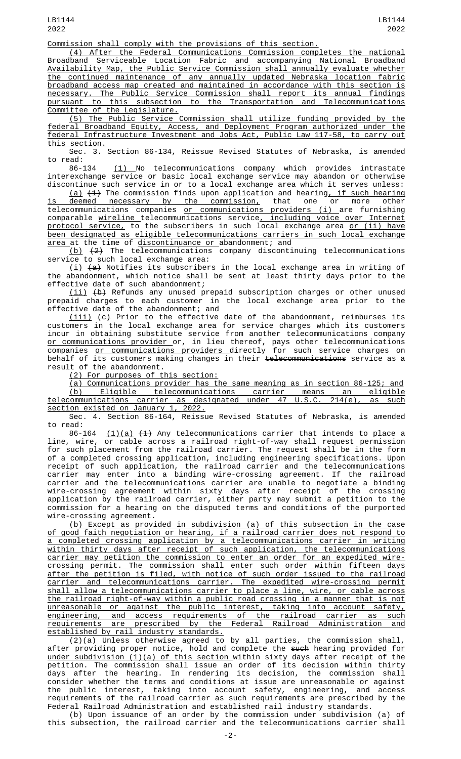Commission shall comply with the provisions of this section.

(4) After the Federal Communications Commission completes the national Broadband Serviceable Location Fabric and accompanying National Broadband Availability Map, the Public Service Commission shall annually evaluate whether the continued maintenance of any annually updated Nebraska location fabric broadband access map created and maintained in accordance with this section is necessary. The Public Service Commission shall report its annual findings pursuant to this subsection to the Transportation and Telecommunications Committee of the Legislature.

(5) The Public Service Commission shall utilize funding provided by the federal Broadband Equity, Access, and Deployment Program authorized under the federal Infrastructure Investment and Jobs Act, Public Law 117-58, to carry out this section.

Sec. 3. Section 86-134, Reissue Revised Statutes of Nebraska, is amended to read:

86-134 (1) No telecommunications company which provides intrastate interexchange service or basic local exchange service may abandon or otherwise discontinue such service in or to a local exchange area which it serves unless:

(a) ~~(1)~~ The commission finds upon application and hearing, if such hearing is deemed necessary by the commission, that one or more other telecommunications companies or communications providers (i) are furnishing comparable wireline telecommunications service, including voice over Internet protocol service, to the subscribers in such local exchange area or (ii) have been designated as eligible telecommunications carriers in such local exchange area at the time of discontinuance or abandonment; and

(b) ~~(2)~~ The telecommunications company discontinuing telecommunications service to such local exchange area:

(i) ~~(a)~~ Notifies its subscribers in the local exchange area in writing of the abandonment, which notice shall be sent at least thirty days prior to the effective date of such abandonment;

(ii) ~~(b)~~ Refunds any unused prepaid subscription charges or other unused prepaid charges to each customer in the local exchange area prior to the effective date of the abandonment; and

(iii) ~~(c)~~ Prior to the effective date of the abandonment, reimburses its customers in the local exchange area for service charges which its customers incur in obtaining substitute service from another telecommunications company or communications provider or, in lieu thereof, pays other telecommunications companies or communications providers directly for such service charges on behalf of its customers making changes in their ~~telecommunications~~ service as a result of the abandonment.

(2) For purposes of this section:

(a) Communications provider has the same meaning as in section 86-125; and

(b) Eligible telecommunications carrier means an eligible telecommunications carrier as designated under 47 U.S.C. 214(e), as such section existed on January 1, 2022.

Sec. 4. Section 86-164, Reissue Revised Statutes of Nebraska, is amended to read:

86-164 (1)(a) ~~(1)~~ Any telecommunications carrier that intends to place a line, wire, or cable across a railroad right-of-way shall request permission for such placement from the railroad carrier. The request shall be in the form of a completed crossing application, including engineering specifications. Upon receipt of such application, the railroad carrier and the telecommunications carrier may enter into a binding wire-crossing agreement. If the railroad carrier and the telecommunications carrier are unable to negotiate a binding wire-crossing agreement within sixty days after receipt of the crossing application by the railroad carrier, either party may submit a petition to the commission for a hearing on the disputed terms and conditions of the purported wire-crossing agreement.

(b) Except as provided in subdivision (a) of this subsection in the case of good faith negotiation or hearing, if a railroad carrier does not respond to a completed crossing application by a telecommunications carrier in writing within thirty days after receipt of such application, the telecommunications carrier may petition the commission to enter an order for an expedited wire-crossing permit. The commission shall enter such order within fifteen days after the petition is filed, with notice of such order issued to the railroad carrier and telecommunications carrier. The expedited wire-crossing permit shall allow a telecommunications carrier to place a line, wire, or cable across the railroad right-of-way within a public road crossing in a manner that is not unreasonable or against the public interest, taking into account safety, engineering, and access requirements of the railroad carrier as such requirements are prescribed by the Federal Railroad Administration and established by rail industry standards.

(2)(a) Unless otherwise agreed to by all parties, the commission shall, after providing proper notice, hold and complete the ~~such~~ hearing provided for under subdivision (1)(a) of this section within sixty days after receipt of the petition. The commission shall issue an order of its decision within thirty days after the hearing. In rendering its decision, the commission shall consider whether the terms and conditions at issue are unreasonable or against the public interest, taking into account safety, engineering, and access requirements of the railroad carrier as such requirements are prescribed by the Federal Railroad Administration and established rail industry standards.

(b) Upon issuance of an order by the commission under subdivision (a) of this subsection, the railroad carrier and the telecommunications carrier shall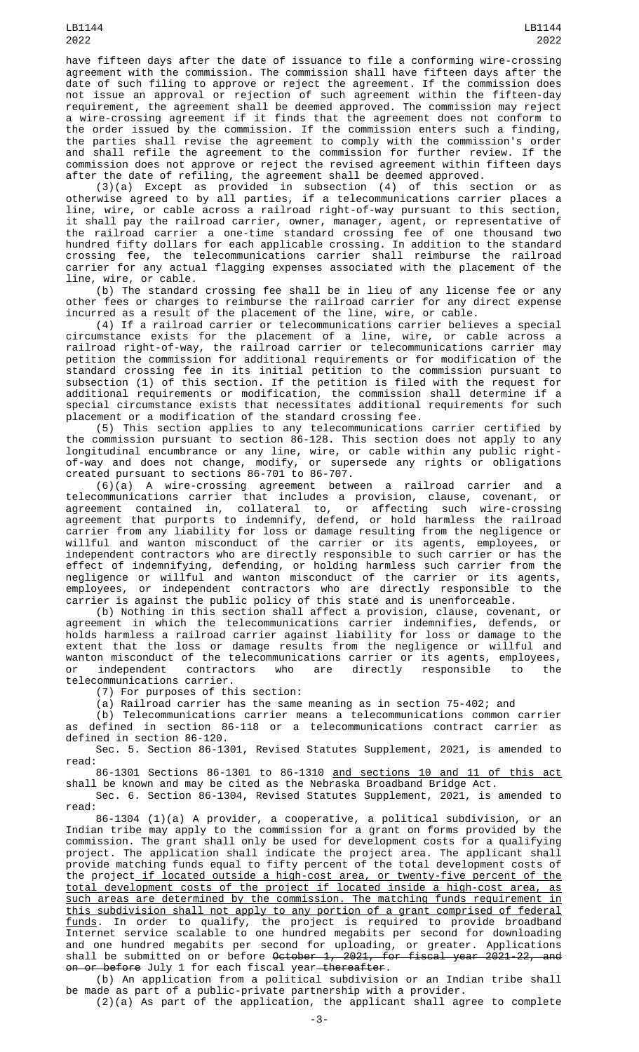have fifteen days after the date of issuance to file a conforming wire-crossing agreement with the commission. The commission shall have fifteen days after the date of such filing to approve or reject the agreement. If the commission does not issue an approval or rejection of such agreement within the fifteen-day requirement, the agreement shall be deemed approved. The commission may reject a wire-crossing agreement if it finds that the agreement does not conform to the order issued by the commission. If the commission enters such a finding, the parties shall revise the agreement to comply with the commission's order and shall refile the agreement to the commission for further review. If the commission does not approve or reject the revised agreement within fifteen days after the date of refiling, the agreement shall be deemed approved.

(3)(a) Except as provided in subsection (4) of this section or as otherwise agreed to by all parties, if a telecommunications carrier places a line, wire, or cable across a railroad right-of-way pursuant to this section, it shall pay the railroad carrier, owner, manager, agent, or representative of the railroad carrier a one-time standard crossing fee of one thousand two hundred fifty dollars for each applicable crossing. In addition to the standard crossing fee, the telecommunications carrier shall reimburse the railroad carrier for any actual flagging expenses associated with the placement of the line, wire, or cable.

(b) The standard crossing fee shall be in lieu of any license fee or any other fees or charges to reimburse the railroad carrier for any direct expense incurred as a result of the placement of the line, wire, or cable.

(4) If a railroad carrier or telecommunications carrier believes a special circumstance exists for the placement of a line, wire, or cable across a railroad right-of-way, the railroad carrier or telecommunications carrier may petition the commission for additional requirements or for modification of the standard crossing fee in its initial petition to the commission pursuant to subsection (1) of this section. If the petition is filed with the request for additional requirements or modification, the commission shall determine if a special circumstance exists that necessitates additional requirements for such placement or a modification of the standard crossing fee.

(5) This section applies to any telecommunications carrier certified by the commission pursuant to section 86-128. This section does not apply to any longitudinal encumbrance or any line, wire, or cable within any public right-of-way and does not change, modify, or supersede any rights or obligations created pursuant to sections 86-701 to 86-707.

(6)(a) A wire-crossing agreement between a railroad carrier and a telecommunications carrier that includes a provision, clause, covenant, or agreement contained in, collateral to, or affecting such wire-crossing agreement that purports to indemnify, defend, or hold harmless the railroad carrier from any liability for loss or damage resulting from the negligence or willful and wanton misconduct of the carrier or its agents, employees, or independent contractors who are directly responsible to such carrier or has the effect of indemnifying, defending, or holding harmless such carrier from the negligence or willful and wanton misconduct of the carrier or its agents, employees, or independent contractors who are directly responsible to the carrier is against the public policy of this state and is unenforceable.

(b) Nothing in this section shall affect a provision, clause, covenant, or agreement in which the telecommunications carrier indemnifies, defends, or holds harmless a railroad carrier against liability for loss or damage to the extent that the loss or damage results from the negligence or willful and wanton misconduct of the telecommunications carrier or its agents, employees, or independent contractors who are directly responsible to the telecommunications carrier.

(7) For purposes of this section:

(a) Railroad carrier has the same meaning as in section 75-402; and

(b) Telecommunications carrier means a telecommunications common carrier as defined in section 86-118 or a telecommunications contract carrier as defined in section 86-120.

Sec. 5. Section 86-1301, Revised Statutes Supplement, 2021, is amended to read:

86-1301 Sections 86-1301 to 86-1310 and sections 10 and 11 of this act shall be known and may be cited as the Nebraska Broadband Bridge Act.

Sec. 6. Section 86-1304, Revised Statutes Supplement, 2021, is amended to read:

86-1304 (1)(a) A provider, a cooperative, a political subdivision, or an Indian tribe may apply to the commission for a grant on forms provided by the commission. The grant shall only be used for development costs for a qualifying project. The application shall indicate the project area. The applicant shall provide matching funds equal to fifty percent of the total development costs of the project if located outside a high-cost area, or twenty-five percent of the total development costs of the project if located inside a high-cost area, as such areas are determined by the commission. The matching funds requirement in this subdivision shall not apply to any portion of a grant comprised of federal funds. In order to qualify, the project is required to provide broadband Internet service scalable to one hundred megabits per second for downloading and one hundred megabits per second for uploading, or greater. Applications shall be submitted on or before ~~October 1, 2021, for fiscal year 2021-22, and on or before~~ July 1 for each fiscal year ~~thereafter~~.

(b) An application from a political subdivision or an Indian tribe shall be made as part of a public-private partnership with a provider.

(2)(a) As part of the application, the applicant shall agree to complete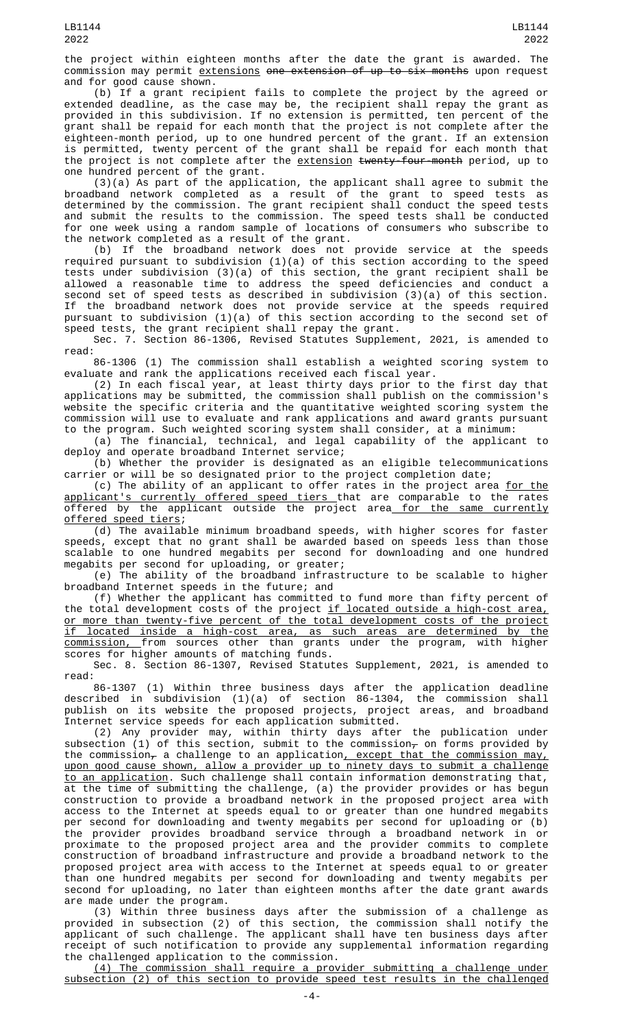the project within eighteen months after the date the grant is awarded. The commission may permit extensions ~~one extension of up to six months~~ upon request and for good cause shown.

(b) If a grant recipient fails to complete the project by the agreed or extended deadline, as the case may be, the recipient shall repay the grant as provided in this subdivision. If no extension is permitted, ten percent of the grant shall be repaid for each month that the project is not complete after the eighteen-month period, up to one hundred percent of the grant. If an extension is permitted, twenty percent of the grant shall be repaid for each month that the project is not complete after the extension ~~twenty-four-month~~ period, up to one hundred percent of the grant.

(3)(a) As part of the application, the applicant shall agree to submit the broadband network completed as a result of the grant to speed tests as determined by the commission. The grant recipient shall conduct the speed tests and submit the results to the commission. The speed tests shall be conducted for one week using a random sample of locations of consumers who subscribe to the network completed as a result of the grant.

(b) If the broadband network does not provide service at the speeds required pursuant to subdivision (1)(a) of this section according to the speed tests under subdivision (3)(a) of this section, the grant recipient shall be allowed a reasonable time to address the speed deficiencies and conduct a second set of speed tests as described in subdivision (3)(a) of this section. If the broadband network does not provide service at the speeds required pursuant to subdivision (1)(a) of this section according to the second set of speed tests, the grant recipient shall repay the grant.

Sec. 7. Section 86-1306, Revised Statutes Supplement, 2021, is amended to read:

86-1306 (1) The commission shall establish a weighted scoring system to evaluate and rank the applications received each fiscal year.

(2) In each fiscal year, at least thirty days prior to the first day that applications may be submitted, the commission shall publish on the commission's website the specific criteria and the quantitative weighted scoring system the commission will use to evaluate and rank applications and award grants pursuant to the program. Such weighted scoring system shall consider, at a minimum:

(a) The financial, technical, and legal capability of the applicant to deploy and operate broadband Internet service;

(b) Whether the provider is designated as an eligible telecommunications carrier or will be so designated prior to the project completion date;

(c) The ability of an applicant to offer rates in the project area for the applicant's currently offered speed tiers that are comparable to the rates offered by the applicant outside the project area for the same currently offered speed tiers;

(d) The available minimum broadband speeds, with higher scores for faster speeds, except that no grant shall be awarded based on speeds less than those scalable to one hundred megabits per second for downloading and one hundred megabits per second for uploading, or greater;

(e) The ability of the broadband infrastructure to be scalable to higher broadband Internet speeds in the future; and

(f) Whether the applicant has committed to fund more than fifty percent of the total development costs of the project if located outside a high-cost area, or more than twenty-five percent of the total development costs of the project if located inside a high-cost area, as such areas are determined by the commission, from sources other than grants under the program, with higher scores for higher amounts of matching funds.

Sec. 8. Section 86-1307, Revised Statutes Supplement, 2021, is amended to read:

86-1307 (1) Within three business days after the application deadline described in subdivision (1)(a) of section 86-1304, the commission shall publish on its website the proposed projects, project areas, and broadband Internet service speeds for each application submitted.

(2) Any provider may, within thirty days after the publication under subsection (1) of this section, submit to the commission~~,~~ on forms provided by the commission~~,~~ a challenge to an application, except that the commission may, upon good cause shown, allow a provider up to ninety days to submit a challenge to an application. Such challenge shall contain information demonstrating that, at the time of submitting the challenge, (a) the provider provides or has begun construction to provide a broadband network in the proposed project area with access to the Internet at speeds equal to or greater than one hundred megabits per second for downloading and twenty megabits per second for uploading or (b) the provider provides broadband service through a broadband network in or proximate to the proposed project area and the provider commits to complete construction of broadband infrastructure and provide a broadband network to the proposed project area with access to the Internet at speeds equal to or greater than one hundred megabits per second for downloading and twenty megabits per second for uploading, no later than eighteen months after the date grant awards are made under the program.

(3) Within three business days after the submission of a challenge as provided in subsection (2) of this section, the commission shall notify the applicant of such challenge. The applicant shall have ten business days after receipt of such notification to provide any supplemental information regarding the challenged application to the commission.

(4) The commission shall require a provider submitting a challenge under subsection (2) of this section to provide speed test results in the challenged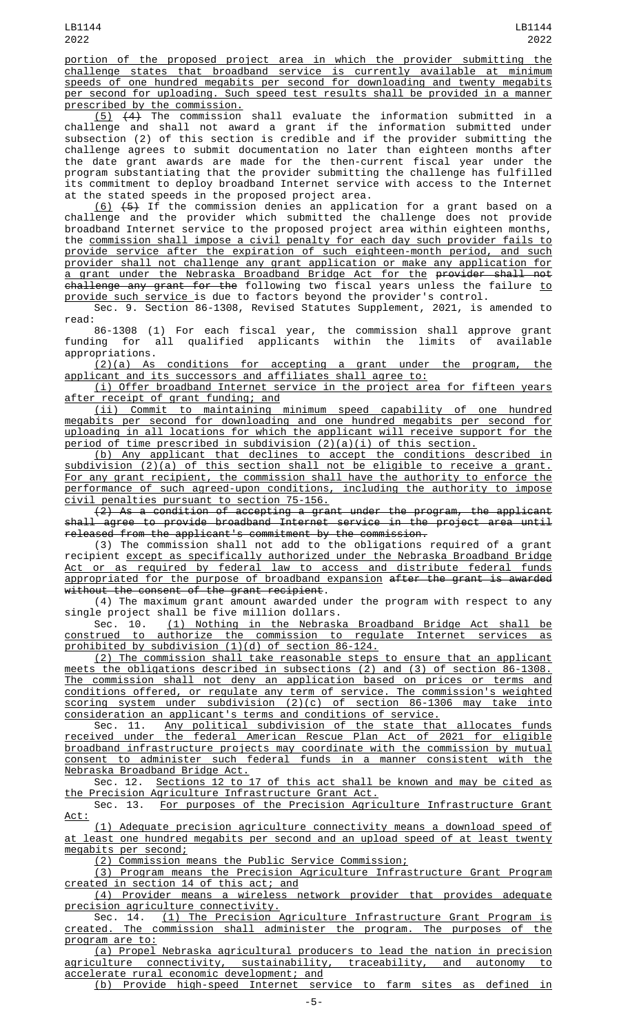portion of the proposed project area in which the provider submitting the challenge states that broadband service is currently available at minimum speeds of one hundred megabits per second for downloading and twenty megabits per second for uploading. Such speed test results shall be provided in a manner prescribed by the commission.

(5) ~~(4)~~ The commission shall evaluate the information submitted in a challenge and shall not award a grant if the information submitted under subsection (2) of this section is credible and if the provider submitting the challenge agrees to submit documentation no later than eighteen months after the date grant awards are made for the then-current fiscal year under the program substantiating that the provider submitting the challenge has fulfilled its commitment to deploy broadband Internet service with access to the Internet at the stated speeds in the proposed project area.

(6) ~~(5)~~ If the commission denies an application for a grant based on a challenge and the provider which submitted the challenge does not provide broadband Internet service to the proposed project area within eighteen months, the commission shall impose a civil penalty for each day such provider fails to provide service after the expiration of such eighteen-month period, and such provider shall not challenge any grant application or make any application for a grant under the Nebraska Broadband Bridge Act for the ~~provider shall not challenge any grant for the~~ following two fiscal years unless the failure to provide such service is due to factors beyond the provider's control.

Sec. 9. Section 86-1308, Revised Statutes Supplement, 2021, is amended to read:

86-1308 (1) For each fiscal year, the commission shall approve grant funding for all qualified applicants within the limits of available appropriations.

(2)(a) As conditions for accepting a grant under the program, the applicant and its successors and affiliates shall agree to:

(i) Offer broadband Internet service in the project area for fifteen years after receipt of grant funding; and

(ii) Commit to maintaining minimum speed capability of one hundred megabits per second for downloading and one hundred megabits per second for uploading in all locations for which the applicant will receive support for the period of time prescribed in subdivision (2)(a)(i) of this section.

(b) Any applicant that declines to accept the conditions described in subdivision (2)(a) of this section shall not be eligible to receive a grant. For any grant recipient, the commission shall have the authority to enforce the performance of such agreed-upon conditions, including the authority to impose civil penalties pursuant to section 75-156.

~~(2) As a condition of accepting a grant under the program, the applicant shall agree to provide broadband Internet service in the project area until released from the applicant's commitment by the commission.~~

(3) The commission shall not add to the obligations required of a grant recipient except as specifically authorized under the Nebraska Broadband Bridge Act or as required by federal law to access and distribute federal funds appropriated for the purpose of broadband expansion ~~after the grant is awarded without the consent of the grant recipient~~.

(4) The maximum grant amount awarded under the program with respect to any single project shall be five million dollars.

Sec. 10. (1) Nothing in the Nebraska Broadband Bridge Act shall be construed to authorize the commission to regulate Internet services as prohibited by subdivision (1)(d) of section 86-124.

(2) The commission shall take reasonable steps to ensure that an applicant meets the obligations described in subsections (2) and (3) of section 86-1308. The commission shall not deny an application based on prices or terms and conditions offered, or regulate any term of service. The commission's weighted scoring system under subdivision (2)(c) of section 86-1306 may take into consideration an applicant's terms and conditions of service.

Sec. 11. Any political subdivision of the state that allocates funds received under the federal American Rescue Plan Act of 2021 for eligible broadband infrastructure projects may coordinate with the commission by mutual consent to administer such federal funds in a manner consistent with the Nebraska Broadband Bridge Act.

Sec. 12. Sections 12 to 17 of this act shall be known and may be cited as the Precision Agriculture Infrastructure Grant Act.

Sec. 13. For purposes of the Precision Agriculture Infrastructure Grant Act:

(1) Adequate precision agriculture connectivity means a download speed of at least one hundred megabits per second and an upload speed of at least twenty megabits per second;

(2) Commission means the Public Service Commission;

(3) Program means the Precision Agriculture Infrastructure Grant Program created in section 14 of this act; and

(4) Provider means a wireless network provider that provides adequate precision agriculture connectivity.

Sec. 14. (1) The Precision Agriculture Infrastructure Grant Program is created. The commission shall administer the program. The purposes of the program are to:

(a) Propel Nebraska agricultural producers to lead the nation in precision agriculture connectivity, sustainability, traceability, and autonomy to accelerate rural economic development; and

(b) Provide high-speed Internet service to farm sites as defined in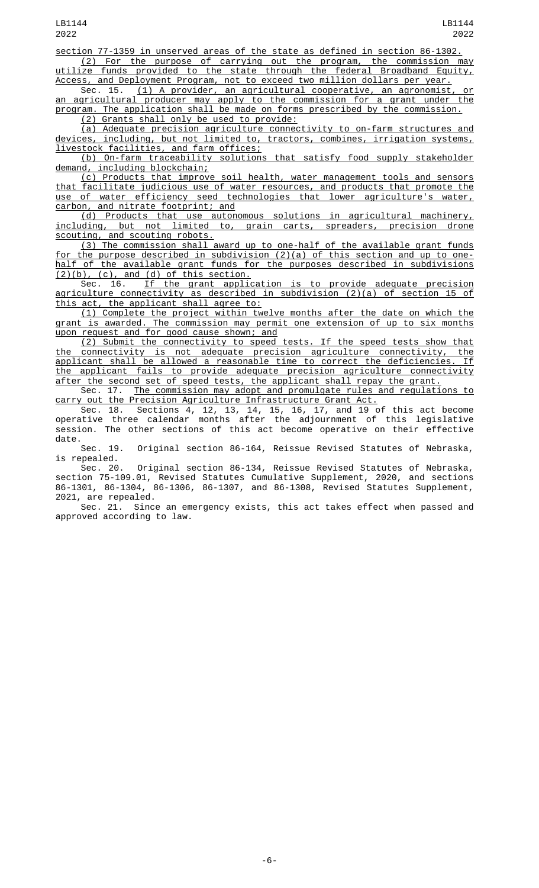section 77-1359 in unserved areas of the state as defined in section 86-1302.

(2) For the purpose of carrying out the program, the commission may utilize funds provided to the state through the federal Broadband Equity, Access, and Deployment Program, not to exceed two million dollars per year.

Sec. 15. (1) A provider, an agricultural cooperative, an agronomist, or an agricultural producer may apply to the commission for a grant under the program. The application shall be made on forms prescribed by the commission.

(2) Grants shall only be used to provide:

(a) Adequate precision agriculture connectivity to on-farm structures and devices, including, but not limited to, tractors, combines, irrigation systems, livestock facilities, and farm offices;

(b) On-farm traceability solutions that satisfy food supply stakeholder demand, including blockchain;

(c) Products that improve soil health, water management tools and sensors that facilitate judicious use of water resources, and products that promote the use of water efficiency seed technologies that lower agriculture's water, carbon, and nitrate footprint; and

(d) Products that use autonomous solutions in agricultural machinery, including, but not limited to, grain carts, spreaders, precision drone scouting, and scouting robots.

(3) The commission shall award up to one-half of the available grant funds for the purpose described in subdivision (2)(a) of this section and up to one-half of the available grant funds for the purposes described in subdivisions (2)(b), (c), and (d) of this section.

Sec. 16. If the grant application is to provide adequate precision agriculture connectivity as described in subdivision (2)(a) of section 15 of this act, the applicant shall agree to:

(1) Complete the project within twelve months after the date on which the grant is awarded. The commission may permit one extension of up to six months upon request and for good cause shown; and

(2) Submit the connectivity to speed tests. If the speed tests show that the connectivity is not adequate precision agriculture connectivity, the applicant shall be allowed a reasonable time to correct the deficiencies. If the applicant fails to provide adequate precision agriculture connectivity after the second set of speed tests, the applicant shall repay the grant.

Sec. 17. The commission may adopt and promulgate rules and regulations to carry out the Precision Agriculture Infrastructure Grant Act.

Sec. 18. Sections 4, 12, 13, 14, 15, 16, 17, and 19 of this act become operative three calendar months after the adjournment of this legislative session. The other sections of this act become operative on their effective date.

Sec. 19. Original section 86-164, Reissue Revised Statutes of Nebraska, is repealed.

Sec. 20. Original section 86-134, Reissue Revised Statutes of Nebraska, section 75-109.01, Revised Statutes Cumulative Supplement, 2020, and sections 86-1301, 86-1304, 86-1306, 86-1307, and 86-1308, Revised Statutes Supplement, 2021, are repealed.

Sec. 21. Since an emergency exists, this act takes effect when passed and approved according to law.